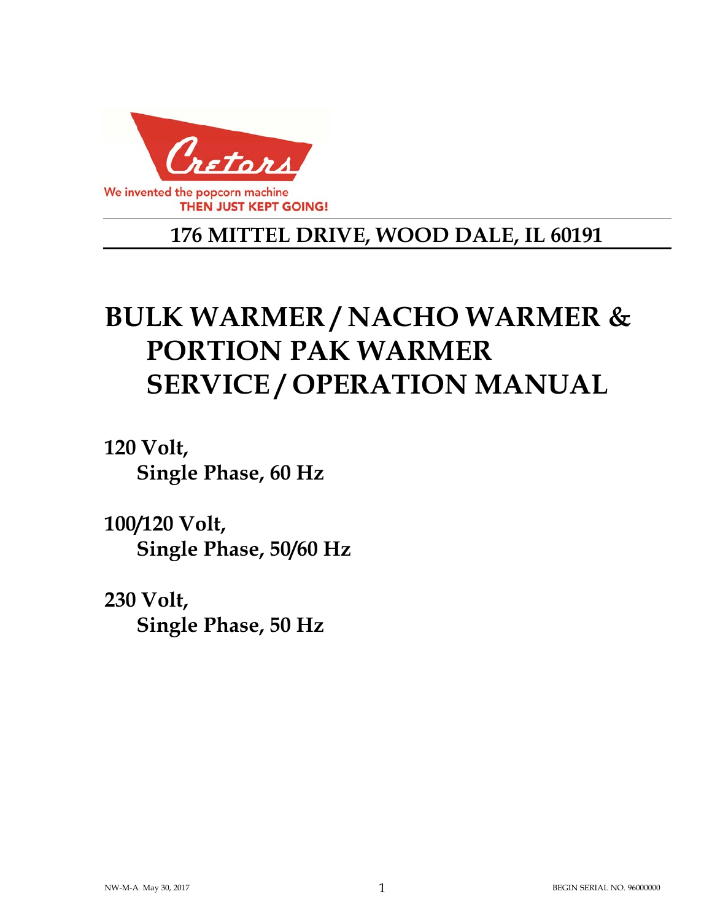Cretors

We invented the popcorn machine
THEN JUST KEPT GOING!

**176 MITTEL DRIVE, WOOD DALE, IL 60191**

# BULK WARMER / NACHO WARMER & PORTION PAK WARMER SERVICE / OPERATION MANUAL

**120 Volt,**
**Single Phase, 60 Hz**

**100/120 Volt,**
**Single Phase, 50/60 Hz**

**230 Volt,**
**Single Phase, 50 Hz**

NW-M-A May 30, 2017

BEGIN SERIAL NO. 96000000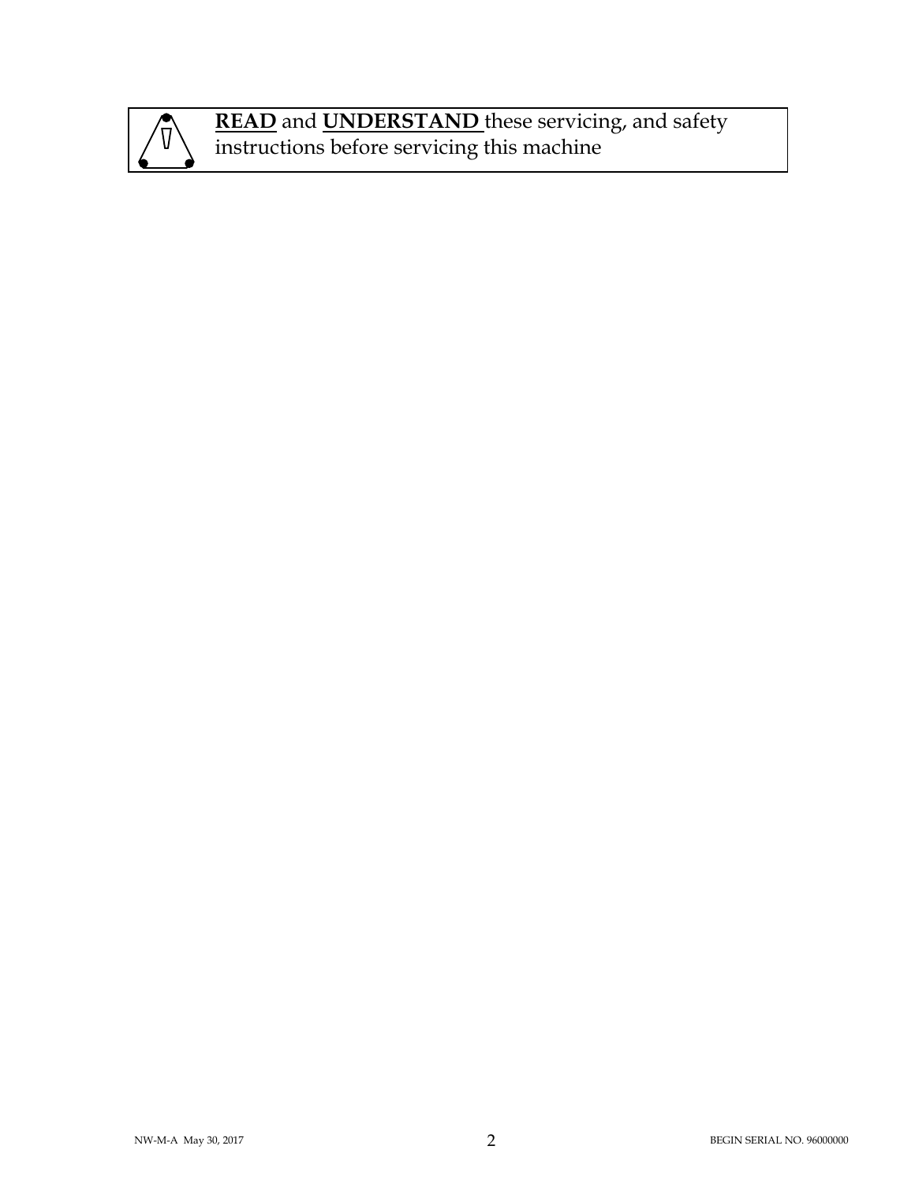**<u>READ</u>** and **<u>UNDERSTAND</u>** these servicing, and safety instructions before servicing this machine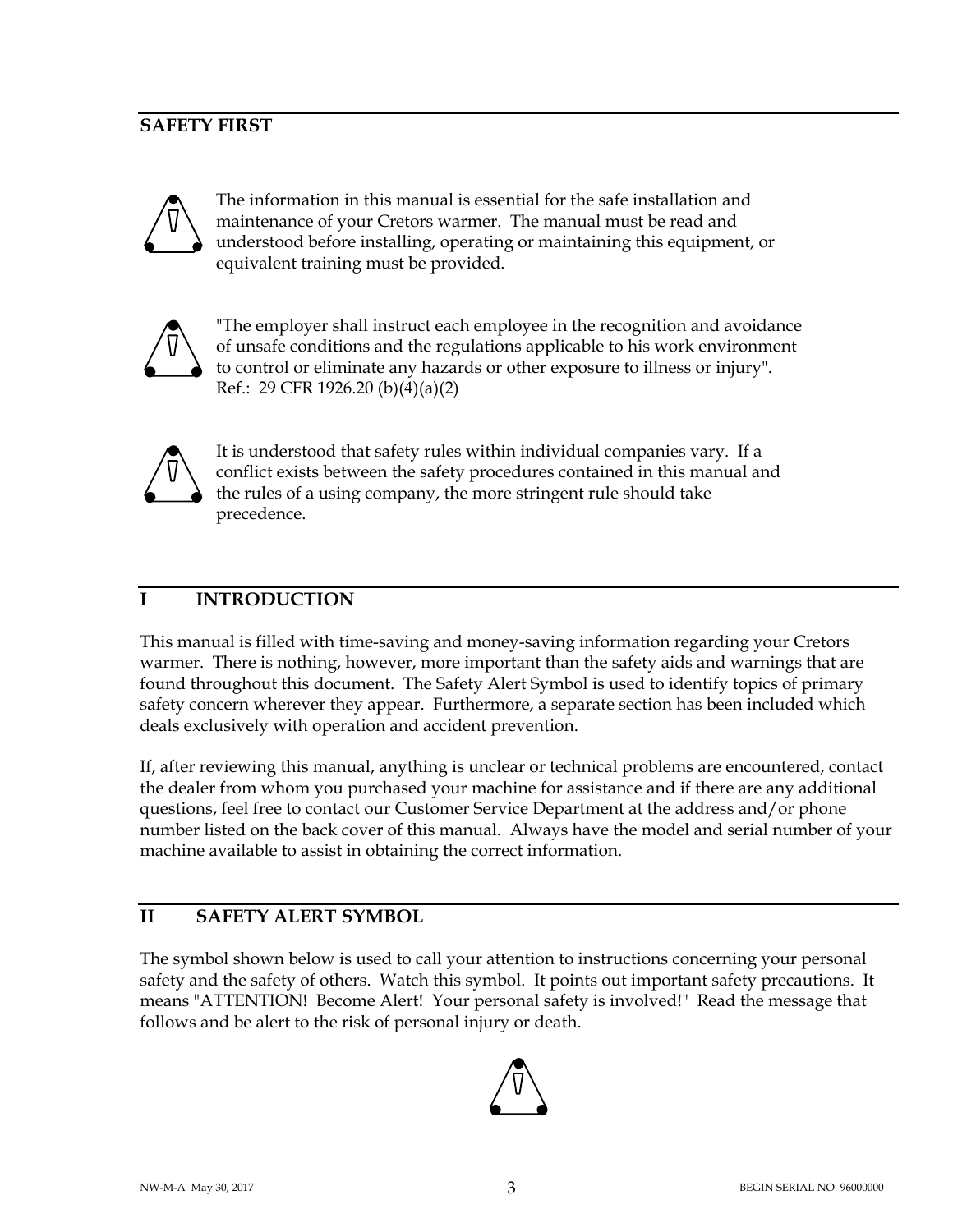## SAFETY FIRST

The information in this manual is essential for the safe installation and maintenance of your Cretors warmer. The manual must be read and understood before installing, operating or maintaining this equipment, or equivalent training must be provided.

"The employer shall instruct each employee in the recognition and avoidance of unsafe conditions and the regulations applicable to his work environment to control or eliminate any hazards or other exposure to illness or injury". Ref.: 29 CFR 1926.20 (b)(4)(a)(2)

It is understood that safety rules within individual companies vary. If a conflict exists between the safety procedures contained in this manual and the rules of a using company, the more stringent rule should take precedence.

## I INTRODUCTION

This manual is filled with time-saving and money-saving information regarding your Cretors warmer. There is nothing, however, more important than the safety aids and warnings that are found throughout this document. The Safety Alert Symbol is used to identify topics of primary safety concern wherever they appear. Furthermore, a separate section has been included which deals exclusively with operation and accident prevention.

If, after reviewing this manual, anything is unclear or technical problems are encountered, contact the dealer from whom you purchased your machine for assistance and if there are any additional questions, feel free to contact our Customer Service Department at the address and/or phone number listed on the back cover of this manual. Always have the model and serial number of your machine available to assist in obtaining the correct information.

## II SAFETY ALERT SYMBOL

The symbol shown below is used to call your attention to instructions concerning your personal safety and the safety of others. Watch this symbol. It points out important safety precautions. It means "ATTENTION! Become Alert! Your personal safety is involved!" Read the message that follows and be alert to the risk of personal injury or death.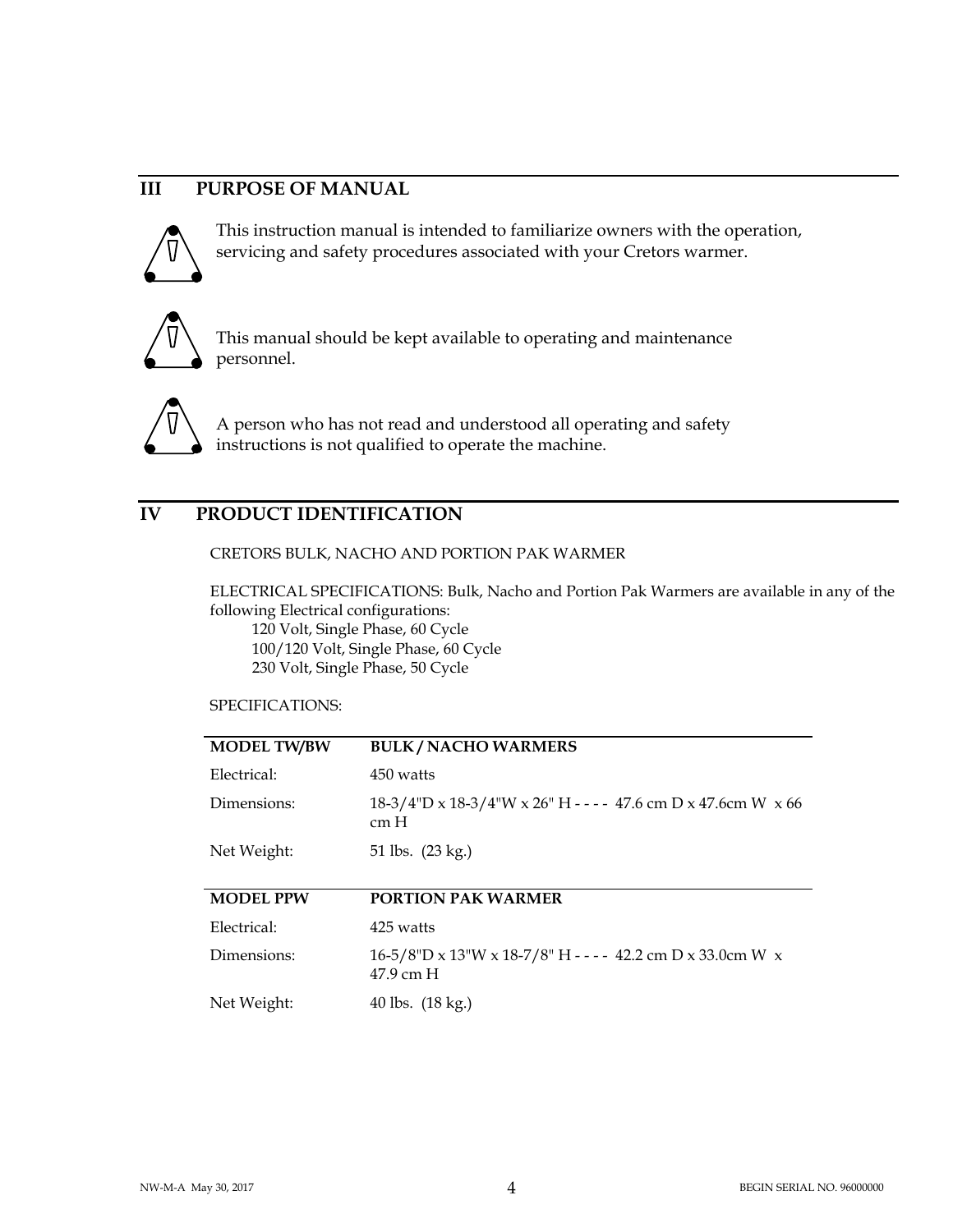## III PURPOSE OF MANUAL

This instruction manual is intended to familiarize owners with the operation, servicing and safety procedures associated with your Cretors warmer.

This manual should be kept available to operating and maintenance personnel.

A person who has not read and understood all operating and safety instructions is not qualified to operate the machine.

## IV PRODUCT IDENTIFICATION

CRETORS BULK, NACHO AND PORTION PAK WARMER

ELECTRICAL SPECIFICATIONS: Bulk, Nacho and Portion Pak Warmers are available in any of the following Electrical configurations:

120 Volt, Single Phase, 60 Cycle
100/120 Volt, Single Phase, 60 Cycle
230 Volt, Single Phase, 50 Cycle

SPECIFICATIONS:

| MODEL TW/BW | BULK / NACHO WARMERS |
|---|---|
| Electrical: | 450 watts |
| Dimensions: | 18-3/4"D x 18-3/4"W x 26" H - - - - 47.6 cm D x 47.6cm W x 66 cm H |
| Net Weight: | 51 lbs. (23 kg.) |

| MODEL PPW | PORTION PAK WARMER |
|---|---|
| Electrical: | 425 watts |
| Dimensions: | 16-5/8"D x 13"W x 18-7/8" H - - - - 42.2 cm D x 33.0cm W x 47.9 cm H |
| Net Weight: | 40 lbs. (18 kg.) |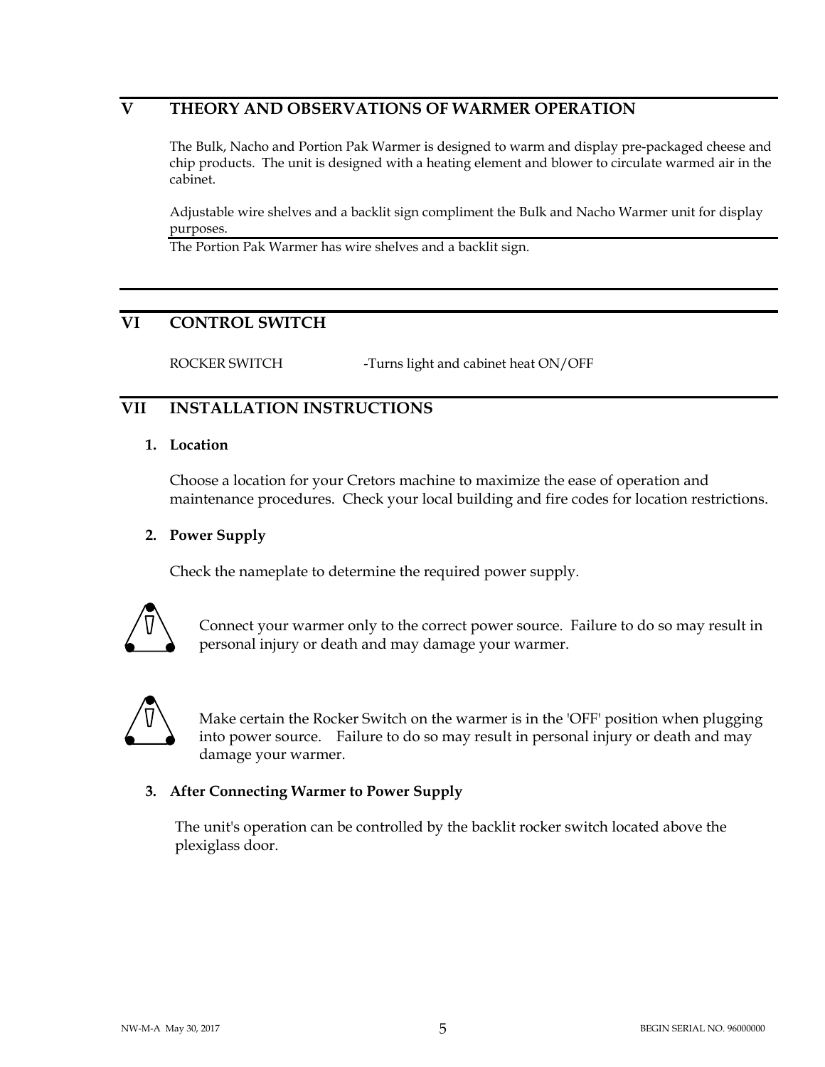## V THEORY AND OBSERVATIONS OF WARMER OPERATION

The Bulk, Nacho and Portion Pak Warmer is designed to warm and display pre-packaged cheese and chip products. The unit is designed with a heating element and blower to circulate warmed air in the cabinet.

Adjustable wire shelves and a backlit sign compliment the Bulk and Nacho Warmer unit for display purposes.

The Portion Pak Warmer has wire shelves and a backlit sign.

## VI CONTROL SWITCH

ROCKER SWITCH -Turns light and cabinet heat ON/OFF

## VII INSTALLATION INSTRUCTIONS

### 1. Location

Choose a location for your Cretors machine to maximize the ease of operation and maintenance procedures. Check your local building and fire codes for location restrictions.

### 2. Power Supply

Check the nameplate to determine the required power supply.

Connect your warmer only to the correct power source. Failure to do so may result in personal injury or death and may damage your warmer.

Make certain the Rocker Switch on the warmer is in the 'OFF' position when plugging into power source. Failure to do so may result in personal injury or death and may damage your warmer.

### 3. After Connecting Warmer to Power Supply

The unit's operation can be controlled by the backlit rocker switch located above the plexiglass door.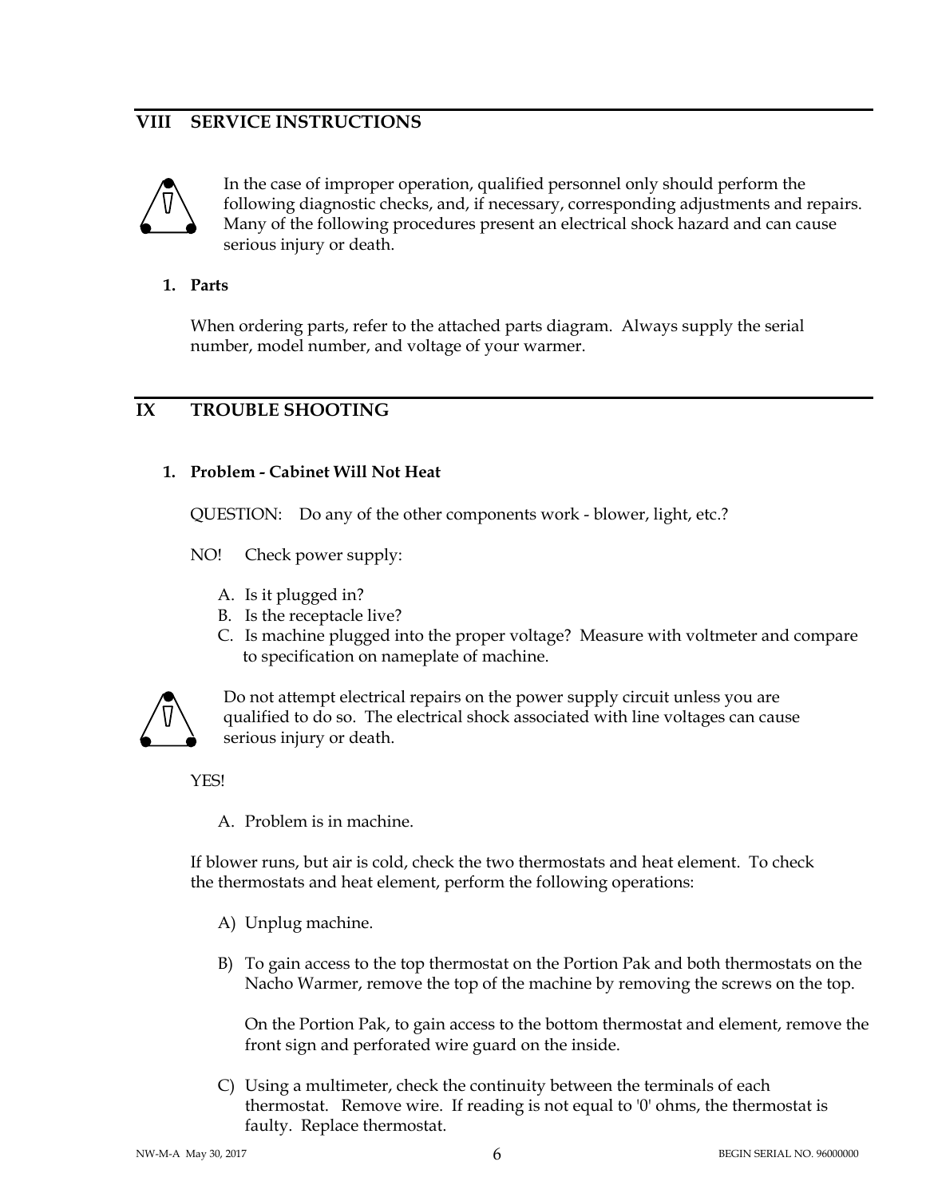## VIII SERVICE INSTRUCTIONS

In the case of improper operation, qualified personnel only should perform the following diagnostic checks, and, if necessary, corresponding adjustments and repairs. Many of the following procedures present an electrical shock hazard and can cause serious injury or death.

**1. Parts**

When ordering parts, refer to the attached parts diagram. Always supply the serial number, model number, and voltage of your warmer.

## IX TROUBLE SHOOTING

**1. Problem - Cabinet Will Not Heat**

QUESTION: Do any of the other components work - blower, light, etc.?

NO! Check power supply:

A. Is it plugged in?
B. Is the receptacle live?
C. Is machine plugged into the proper voltage? Measure with voltmeter and compare to specification on nameplate of machine.

Do not attempt electrical repairs on the power supply circuit unless you are qualified to do so. The electrical shock associated with line voltages can cause serious injury or death.

YES!

A. Problem is in machine.

If blower runs, but air is cold, check the two thermostats and heat element. To check the thermostats and heat element, perform the following operations:

A) Unplug machine.

B) To gain access to the top thermostat on the Portion Pak and both thermostats on the Nacho Warmer, remove the top of the machine by removing the screws on the top.

On the Portion Pak, to gain access to the bottom thermostat and element, remove the front sign and perforated wire guard on the inside.

C) Using a multimeter, check the continuity between the terminals of each thermostat. Remove wire. If reading is not equal to '0' ohms, the thermostat is faulty. Replace thermostat.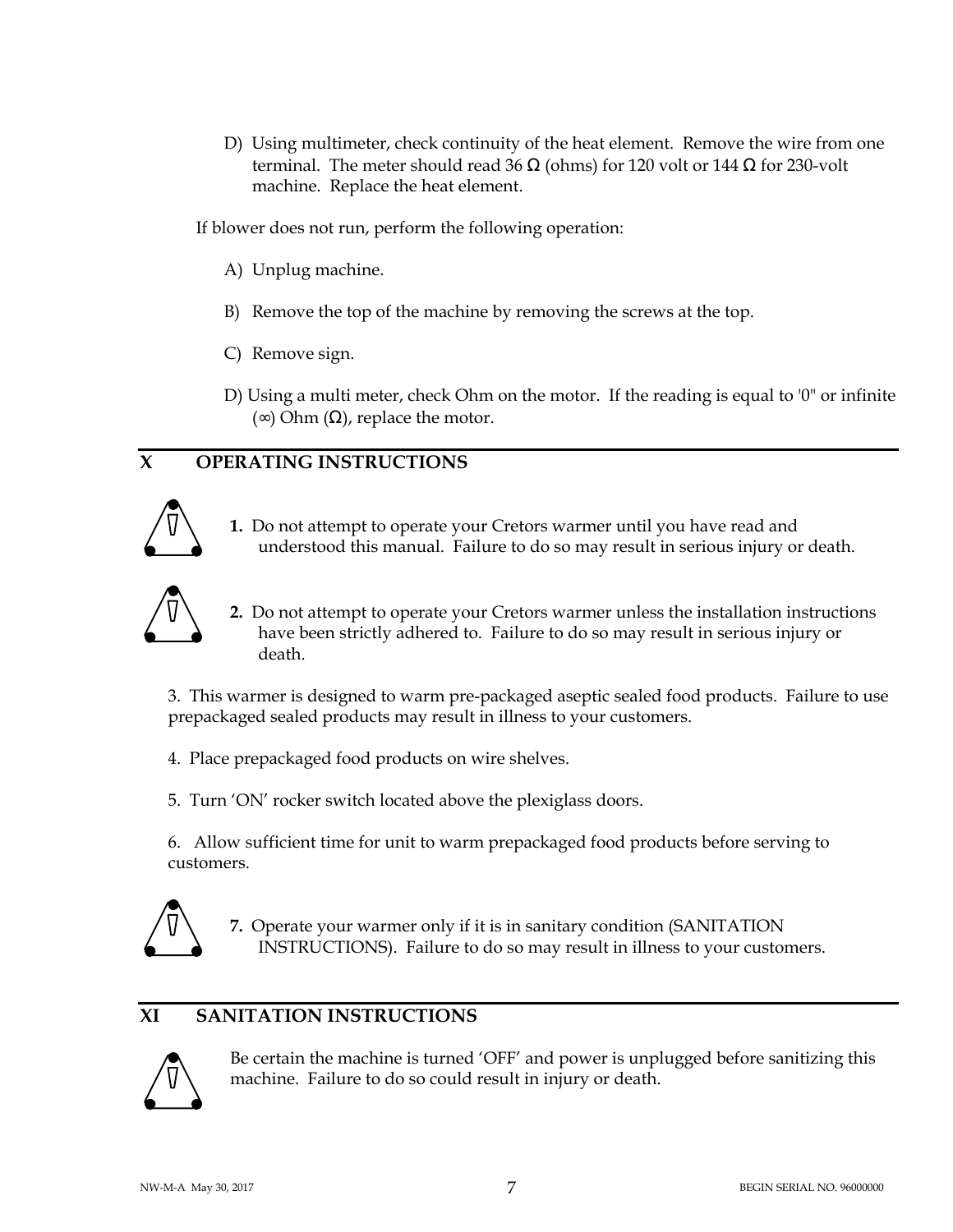D) Using multimeter, check continuity of the heat element. Remove the wire from one terminal. The meter should read 36 Ω (ohms) for 120 volt or 144 Ω for 230-volt machine. Replace the heat element.

If blower does not run, perform the following operation:

A) Unplug machine.

B) Remove the top of the machine by removing the screws at the top.

C) Remove sign.

D) Using a multi meter, check Ohm on the motor. If the reading is equal to '0" or infinite (∞) Ohm (Ω), replace the motor.

## X OPERATING INSTRUCTIONS

**1.** Do not attempt to operate your Cretors warmer until you have read and understood this manual. Failure to do so may result in serious injury or death.

**2.** Do not attempt to operate your Cretors warmer unless the installation instructions have been strictly adhered to. Failure to do so may result in serious injury or death.

3. This warmer is designed to warm pre-packaged aseptic sealed food products. Failure to use prepackaged sealed products may result in illness to your customers.

4. Place prepackaged food products on wire shelves.

5. Turn 'ON' rocker switch located above the plexiglass doors.

6. Allow sufficient time for unit to warm prepackaged food products before serving to customers.

**7.** Operate your warmer only if it is in sanitary condition (SANITATION INSTRUCTIONS). Failure to do so may result in illness to your customers.

## XI SANITATION INSTRUCTIONS

Be certain the machine is turned 'OFF' and power is unplugged before sanitizing this machine. Failure to do so could result in injury or death.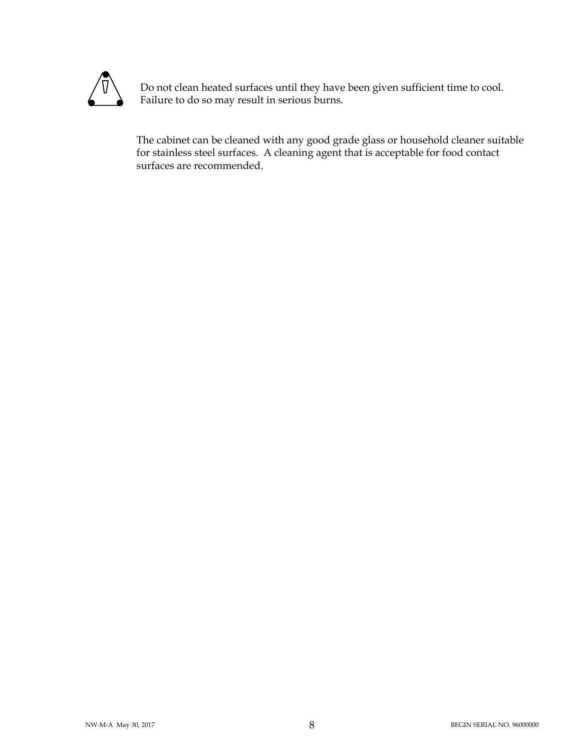Do not clean heated surfaces until they have been given sufficient time to cool. Failure to do so may result in serious burns.

The cabinet can be cleaned with any good grade glass or household cleaner suitable for stainless steel surfaces. A cleaning agent that is acceptable for food contact surfaces are recommended.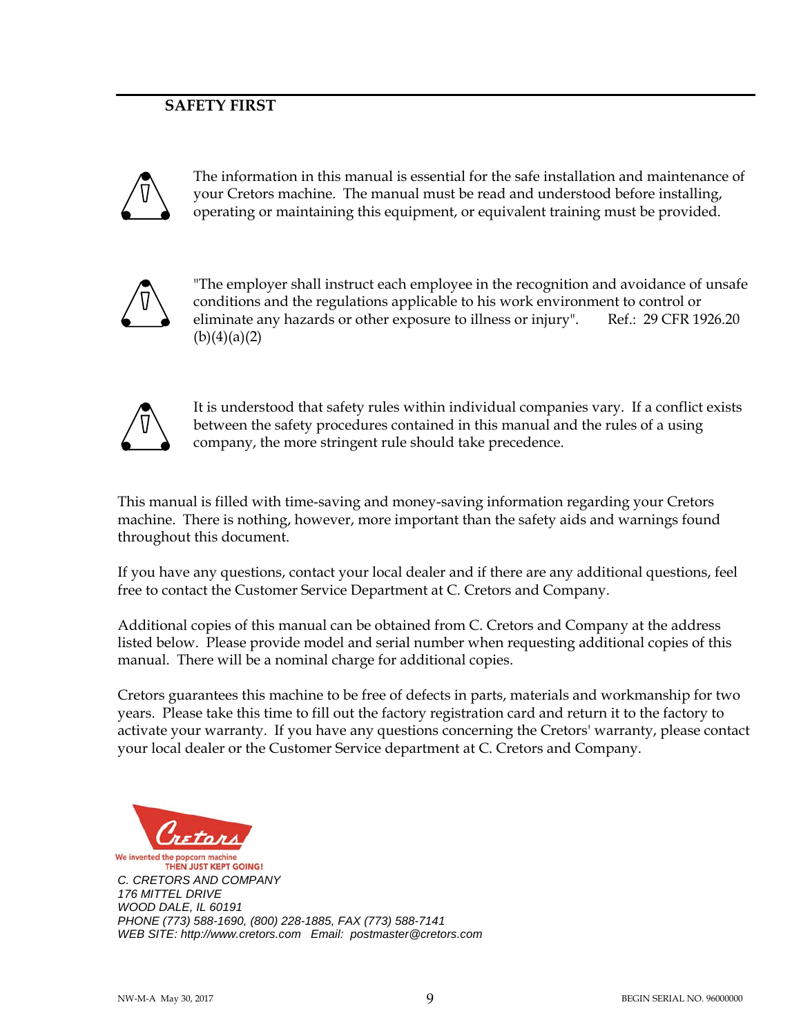## SAFETY FIRST

The information in this manual is essential for the safe installation and maintenance of your Cretors machine. The manual must be read and understood before installing, operating or maintaining this equipment, or equivalent training must be provided.

"The employer shall instruct each employee in the recognition and avoidance of unsafe conditions and the regulations applicable to his work environment to control or eliminate any hazards or other exposure to illness or injury". Ref.: 29 CFR 1926.20 (b)(4)(a)(2)

It is understood that safety rules within individual companies vary. If a conflict exists between the safety procedures contained in this manual and the rules of a using company, the more stringent rule should take precedence.

This manual is filled with time-saving and money-saving information regarding your Cretors machine. There is nothing, however, more important than the safety aids and warnings found throughout this document.

If you have any questions, contact your local dealer and if there are any additional questions, feel free to contact the Customer Service Department at C. Cretors and Company.

Additional copies of this manual can be obtained from C. Cretors and Company at the address listed below. Please provide model and serial number when requesting additional copies of this manual. There will be a nominal charge for additional copies.

Cretors guarantees this machine to be free of defects in parts, materials and workmanship for two years. Please take this time to fill out the factory registration card and return it to the factory to activate your warranty. If you have any questions concerning the Cretors' warranty, please contact your local dealer or the Customer Service department at C. Cretors and Company.

Cretors
We invented the popcorn machine
THEN JUST KEPT GOING!

*C. CRETORS AND COMPANY*
*176 MITTEL DRIVE*
*WOOD DALE, IL 60191*
*PHONE (773) 588-1690, (800) 228-1885, FAX (773) 588-7141*
*WEB SITE: http://www.cretors.com Email: postmaster@cretors.com*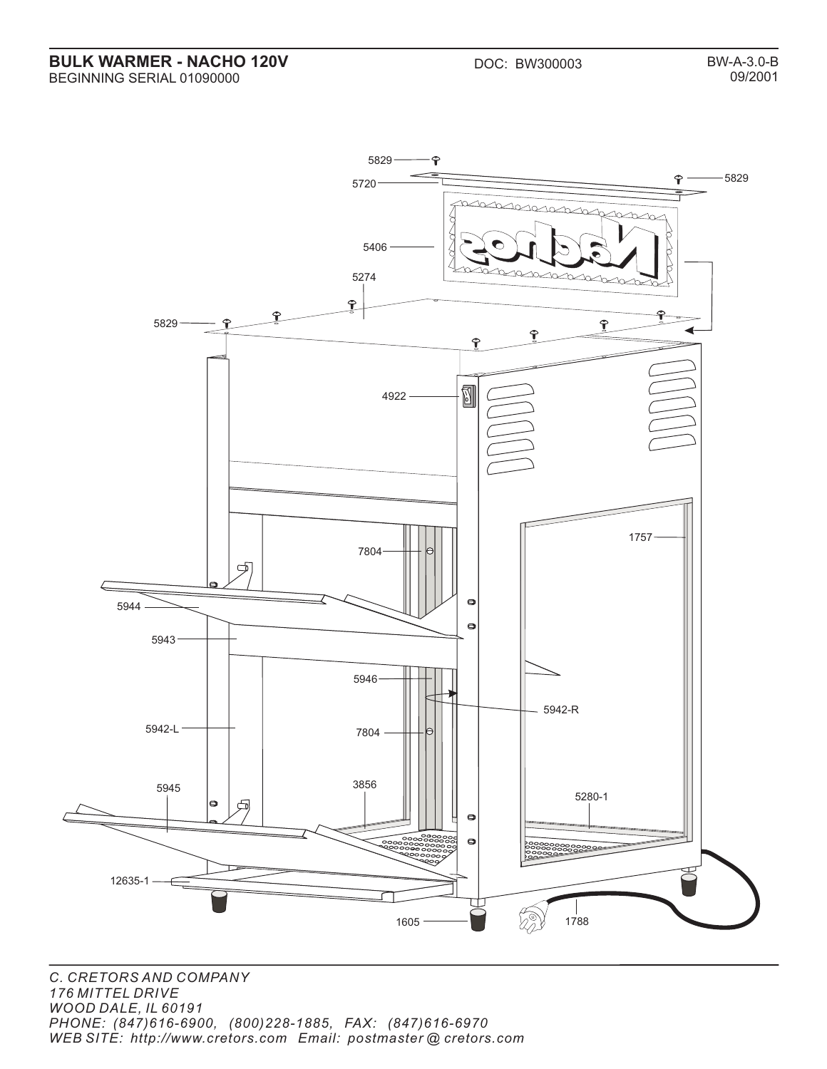**BULK WARMER - NACHO 120V**
BEGINNING SERIAL 01090000

DOC: BW300003

BW-A-3.0-B
09/2001

5829
5720
5829
5406
5274
5829
4922
1757
7804
5944
5943
5946
5942-R
5942-L
7804
5945
3856
5280-1
12635-1
1605
1788

*C. CRETORS AND COMPANY*
*176 MITTEL DRIVE*
*WOOD DALE, IL 60191*
*PHONE: (847)616-6900, (800)228-1885, FAX: (847)616-6970*
*WEB SITE: http://www.cretors.com Email: postmaster @ cretors.com*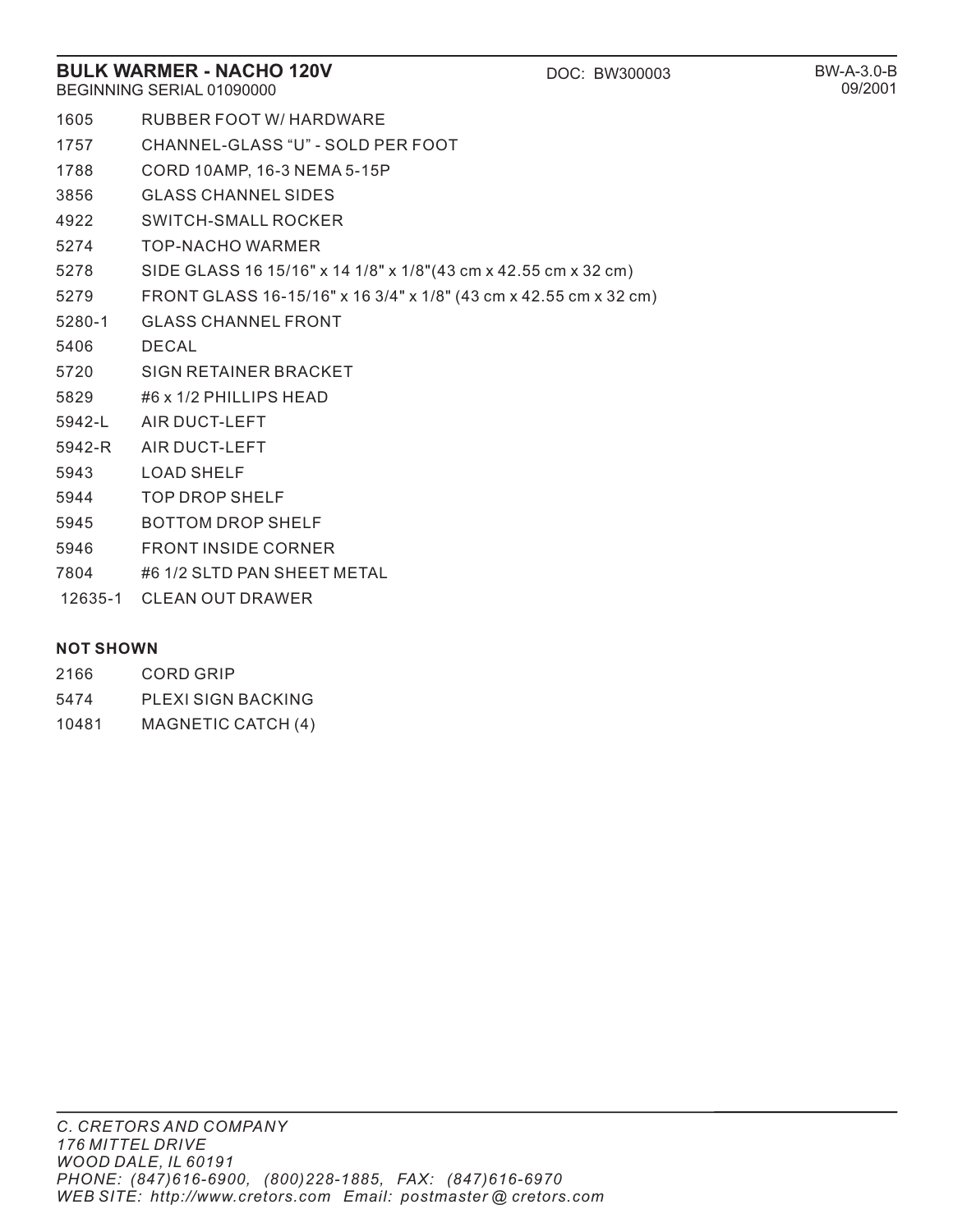## BULK WARMER - NACHO 120V

BEGINNING SERIAL 01090000

DOC: BW300003

BW-A-3.0-B
09/2001

| | |
|---|---|
| 1605 | RUBBER FOOT W/ HARDWARE |
| 1757 | CHANNEL-GLASS "U" - SOLD PER FOOT |
| 1788 | CORD 10AMP, 16-3 NEMA 5-15P |
| 3856 | GLASS CHANNEL SIDES |
| 4922 | SWITCH-SMALL ROCKER |
| 5274 | TOP-NACHO WARMER |
| 5278 | SIDE GLASS 16 15/16" x 14 1/8" x 1/8"(43 cm x 42.55 cm x 32 cm) |
| 5279 | FRONT GLASS 16-15/16" x 16 3/4" x 1/8" (43 cm x 42.55 cm x 32 cm) |
| 5280-1 | GLASS CHANNEL FRONT |
| 5406 | DECAL |
| 5720 | SIGN RETAINER BRACKET |
| 5829 | #6 x 1/2 PHILLIPS HEAD |
| 5942-L | AIR DUCT-LEFT |
| 5942-R | AIR DUCT-LEFT |
| 5943 | LOAD SHELF |
| 5944 | TOP DROP SHELF |
| 5945 | BOTTOM DROP SHELF |
| 5946 | FRONT INSIDE CORNER |
| 7804 | #6 1/2 SLTD PAN SHEET METAL |
| 12635-1 | CLEAN OUT DRAWER |

**NOT SHOWN**

| | |
|---|---|
| 2166 | CORD GRIP |
| 5474 | PLEXI SIGN BACKING |
| 10481 | MAGNETIC CATCH (4) |

*C. CRETORS AND COMPANY*
*176 MITTEL DRIVE*
*WOOD DALE, IL 60191*
*PHONE: (847)616-6900, (800)228-1885, FAX: (847)616-6970*
*WEB SITE: http://www.cretors.com Email: postmaster@cretors.com*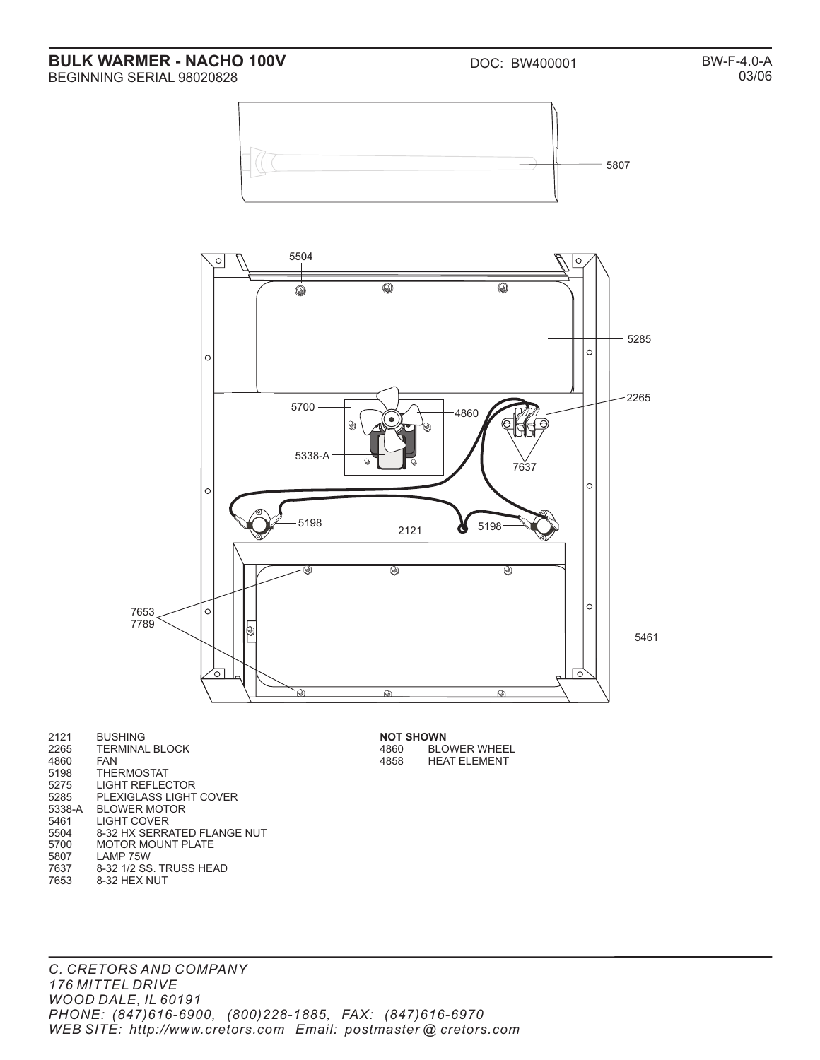## BULK WARMER - NACHO 100V

BEGINNING SERIAL 98020828

DOC: BW400001

BW-F-4.0-A
03/06

5807

5504

5285

2265

5700

4860

5338-A

7637

5198

2121

5198

7653
7789

5461

| | |
|---|---|
| 2121 | BUSHING |
| 2265 | TERMINAL BLOCK |
| 4860 | FAN |
| 5198 | THERMOSTAT |
| 5275 | LIGHT REFLECTOR |
| 5285 | PLEXIGLASS LIGHT COVER |
| 5338-A | BLOWER MOTOR |
| 5461 | LIGHT COVER |
| 5504 | 8-32 HX SERRATED FLANGE NUT |
| 5700 | MOTOR MOUNT PLATE |
| 5807 | LAMP 75W |
| 7637 | 8-32 1/2 SS. TRUSS HEAD |
| 7653 | 8-32 HEX NUT |

**NOT SHOWN**

| | |
|---|---|
| 4860 | BLOWER WHEEL |
| 4858 | HEAT ELEMENT |

*C. CRETORS AND COMPANY*
*176 MITTEL DRIVE*
*WOOD DALE, IL 60191*
*PHONE: (847)616-6900, (800)228-1885, FAX: (847)616-6970*
*WEB SITE: http://www.cretors.com Email: postmaster@cretors.com*